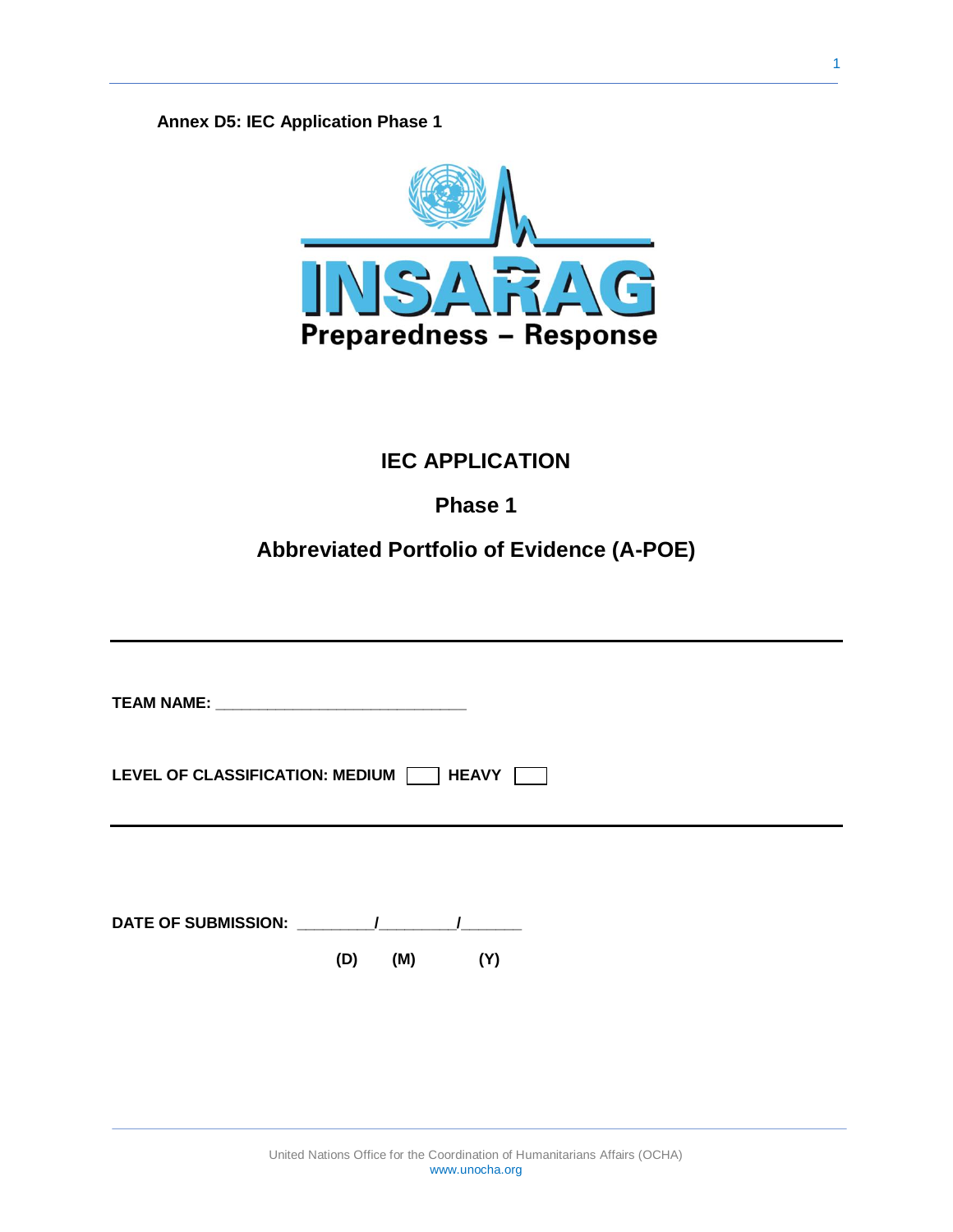**Annex D5: IEC Application Phase 1**

INSARAG
Preparedness – Response

# IEC APPLICATION

## Phase 1

## Abbreviated Portfolio of Evidence (A-POE)

---

**TEAM NAME:** _____________________________

**LEVEL OF CLASSIFICATION: MEDIUM** ☐ **HEAVY** ☐

---

**DATE OF SUBMISSION:** _________/_________/_______

**(D) (M) (Y)**

United Nations Office for the Coordination of Humanitarians Affairs (OCHA)
www.unocha.org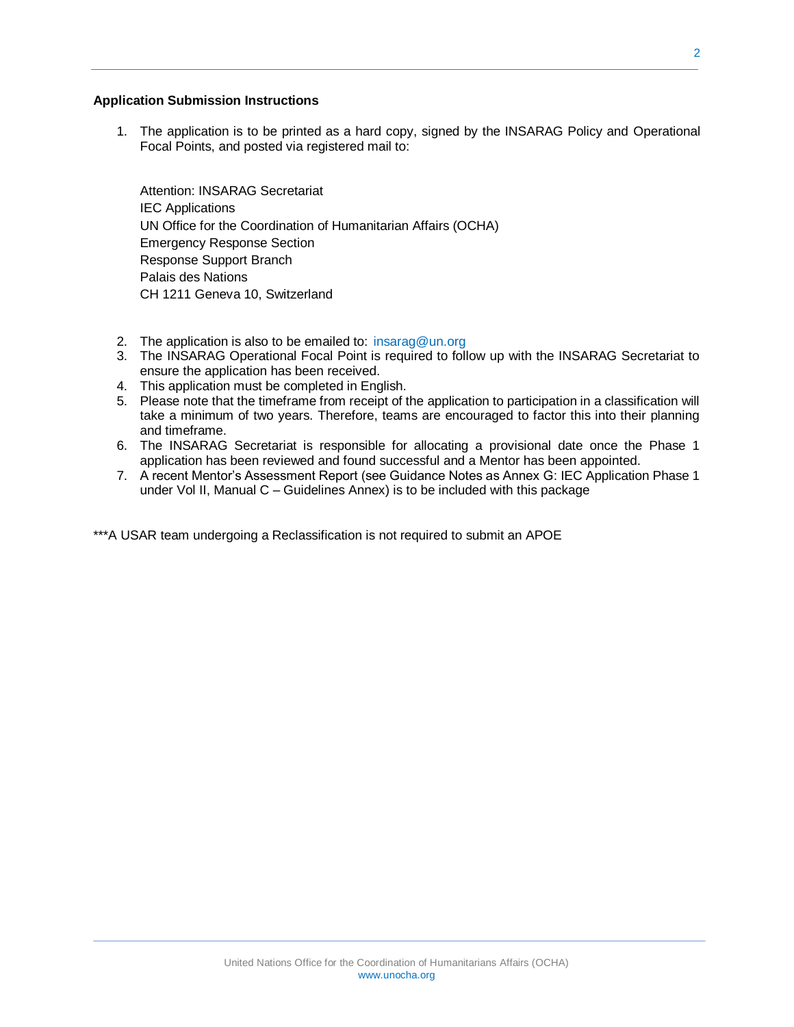**Application Submission Instructions**

1. The application is to be printed as a hard copy, signed by the INSARAG Policy and Operational Focal Points, and posted via registered mail to:

   Attention: INSARAG Secretariat
   IEC Applications
   UN Office for the Coordination of Humanitarian Affairs (OCHA)
   Emergency Response Section
   Response Support Branch
   Palais des Nations
   CH 1211 Geneva 10, Switzerland

2. The application is also to be emailed to: insarag@un.org
3. The INSARAG Operational Focal Point is required to follow up with the INSARAG Secretariat to ensure the application has been received.
4. This application must be completed in English.
5. Please note that the timeframe from receipt of the application to participation in a classification will take a minimum of two years. Therefore, teams are encouraged to factor this into their planning and timeframe.
6. The INSARAG Secretariat is responsible for allocating a provisional date once the Phase 1 application has been reviewed and found successful and a Mentor has been appointed.
7. A recent Mentor's Assessment Report (see Guidance Notes as Annex G: IEC Application Phase 1 under Vol II, Manual C – Guidelines Annex) is to be included with this package

***A USAR team undergoing a Reclassification is not required to submit an APOE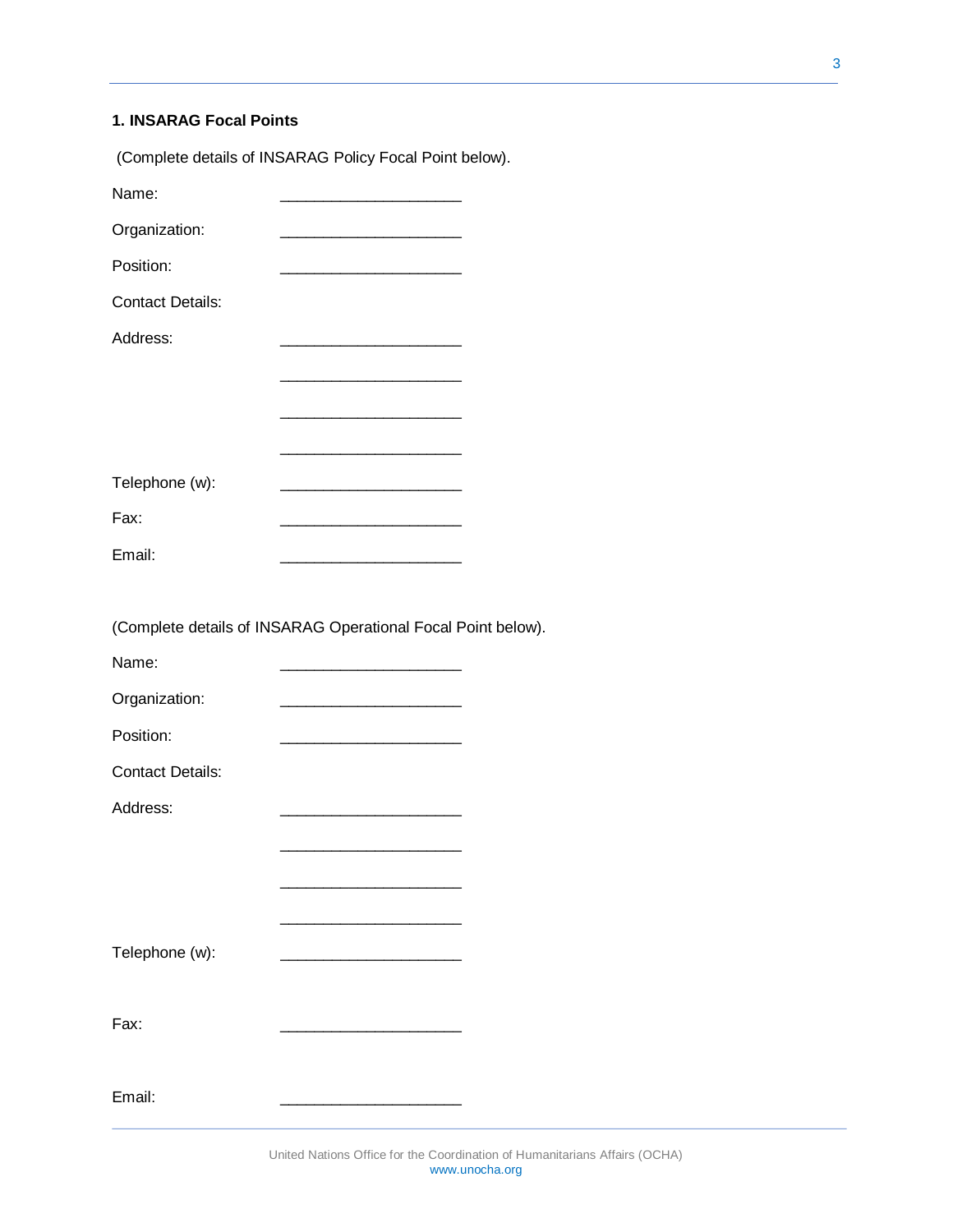### 1. INSARAG Focal Points

(Complete details of INSARAG Policy Focal Point below).

Name: _____________________

Organization: _____________________

Position: _____________________

Contact Details:

Address: _____________________

_____________________

_____________________

_____________________

Telephone (w): _____________________

Fax: _____________________

Email: _____________________

(Complete details of INSARAG Operational Focal Point below).

Name: _____________________

Organization: _____________________

Position: _____________________

Contact Details:

Address: _____________________

_____________________

_____________________

_____________________

Telephone (w): _____________________

Fax: _____________________

Email: _____________________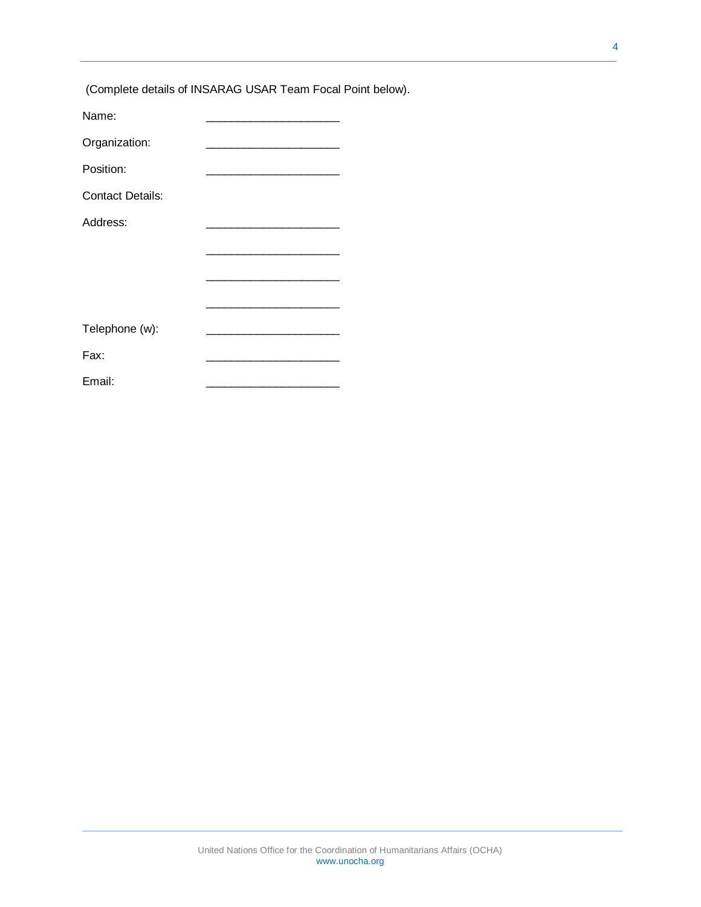(Complete details of INSARAG USAR Team Focal Point below).

Name: ____________________

Organization: ____________________

Position: ____________________

Contact Details:

Address: ____________________

____________________

____________________

____________________

Telephone (w): ____________________

Fax: ____________________

Email: ____________________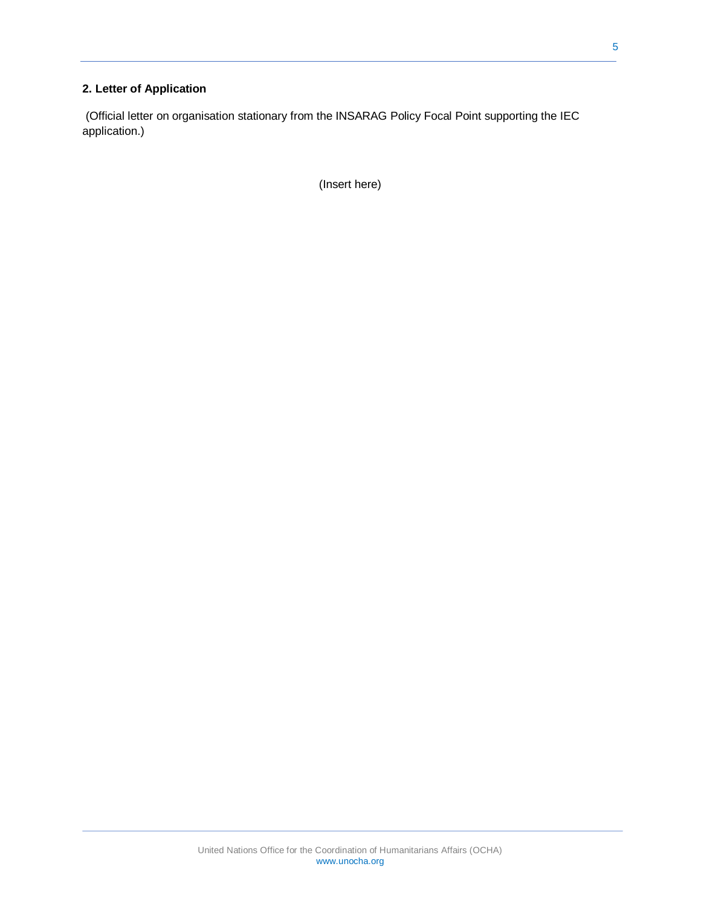## 2. Letter of Application

(Official letter on organisation stationary from the INSARAG Policy Focal Point supporting the IEC application.)

(Insert here)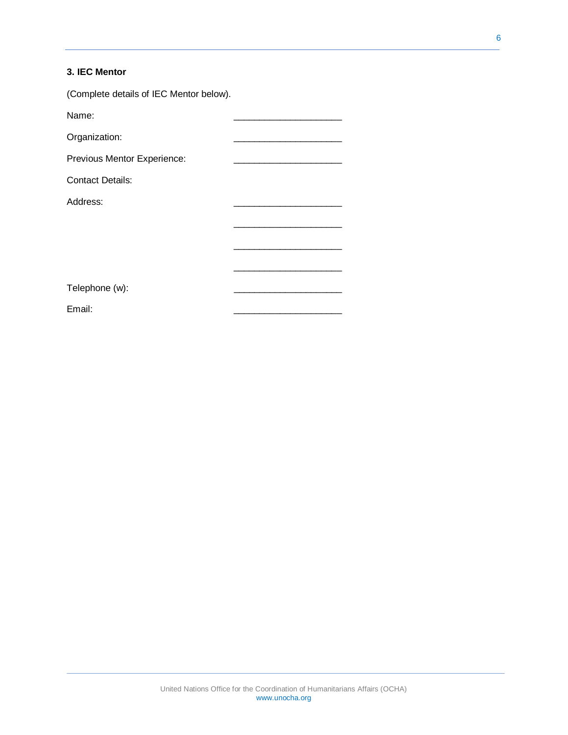### 3. IEC Mentor

(Complete details of IEC Mentor below).

Name: ____________________

Organization: ____________________

Previous Mentor Experience: ____________________

Contact Details:

Address: ____________________

____________________

____________________

____________________

Telephone (w): ____________________

Email: ____________________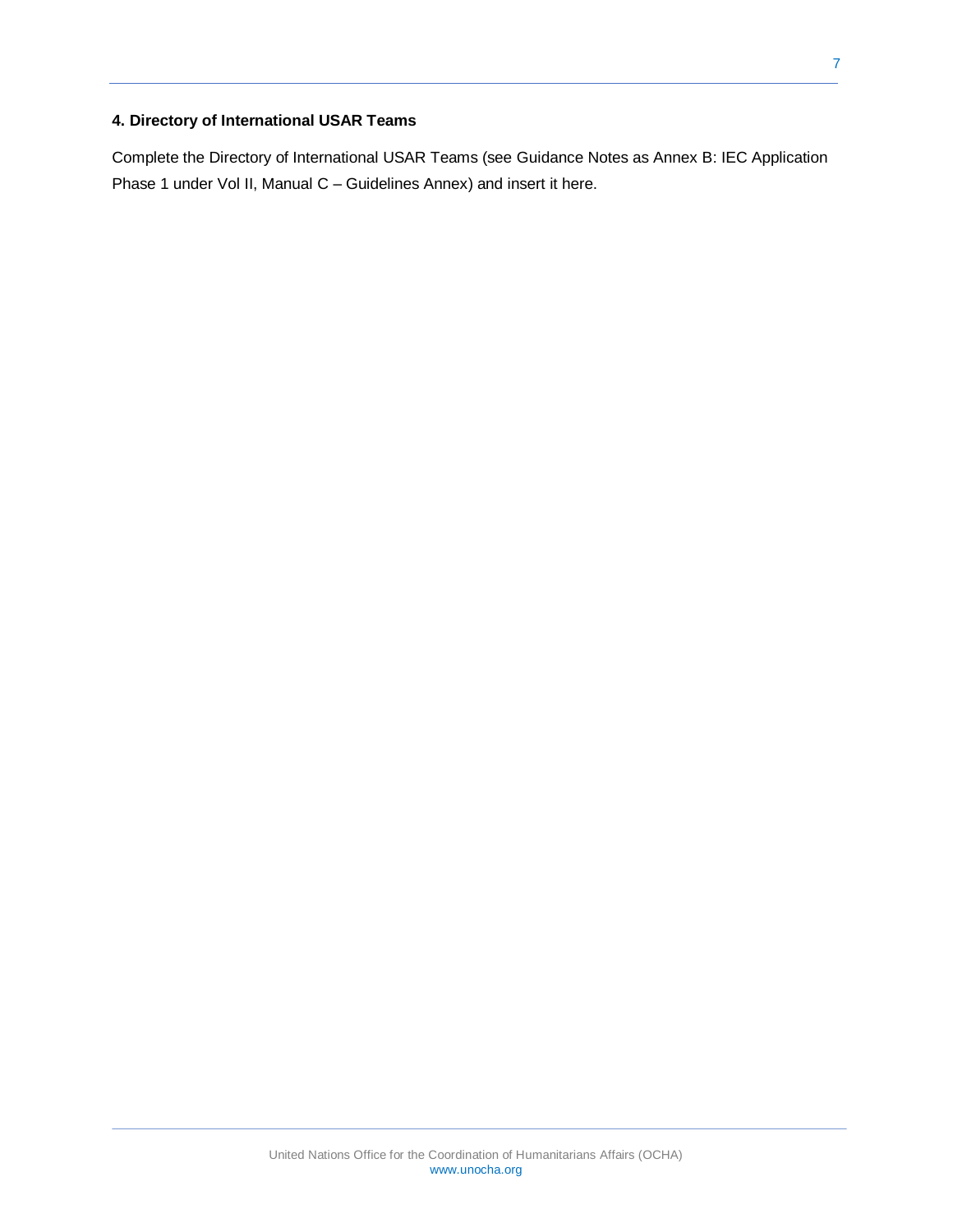**4. Directory of International USAR Teams**

Complete the Directory of International USAR Teams (see Guidance Notes as Annex B: IEC Application Phase 1 under Vol II, Manual C – Guidelines Annex) and insert it here.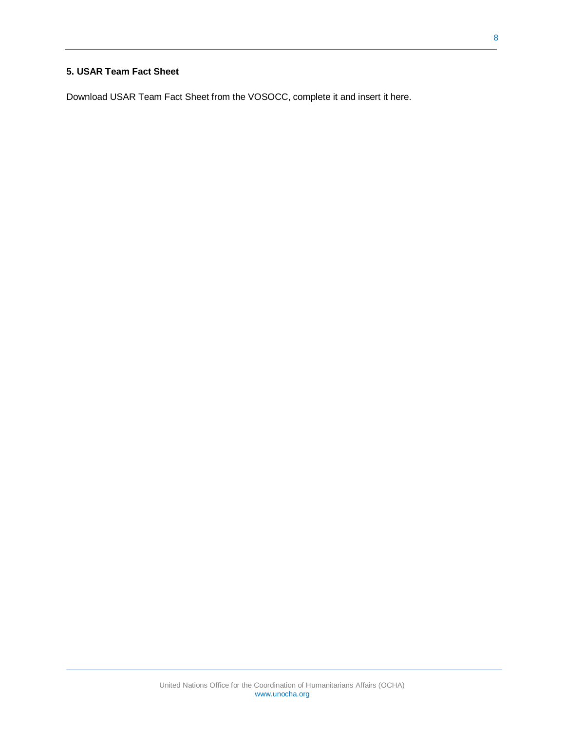**5. USAR Team Fact Sheet**

Download USAR Team Fact Sheet from the VOSOCC, complete it and insert it here.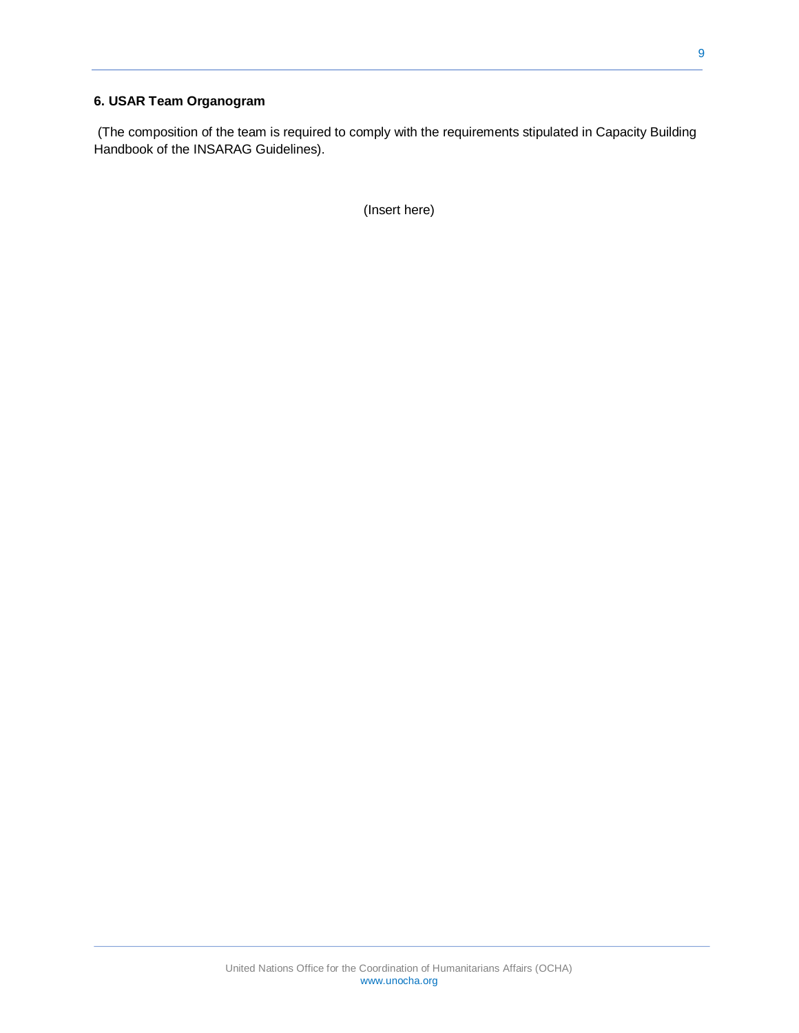## 6. USAR Team Organogram

(The composition of the team is required to comply with the requirements stipulated in Capacity Building Handbook of the INSARAG Guidelines).

(Insert here)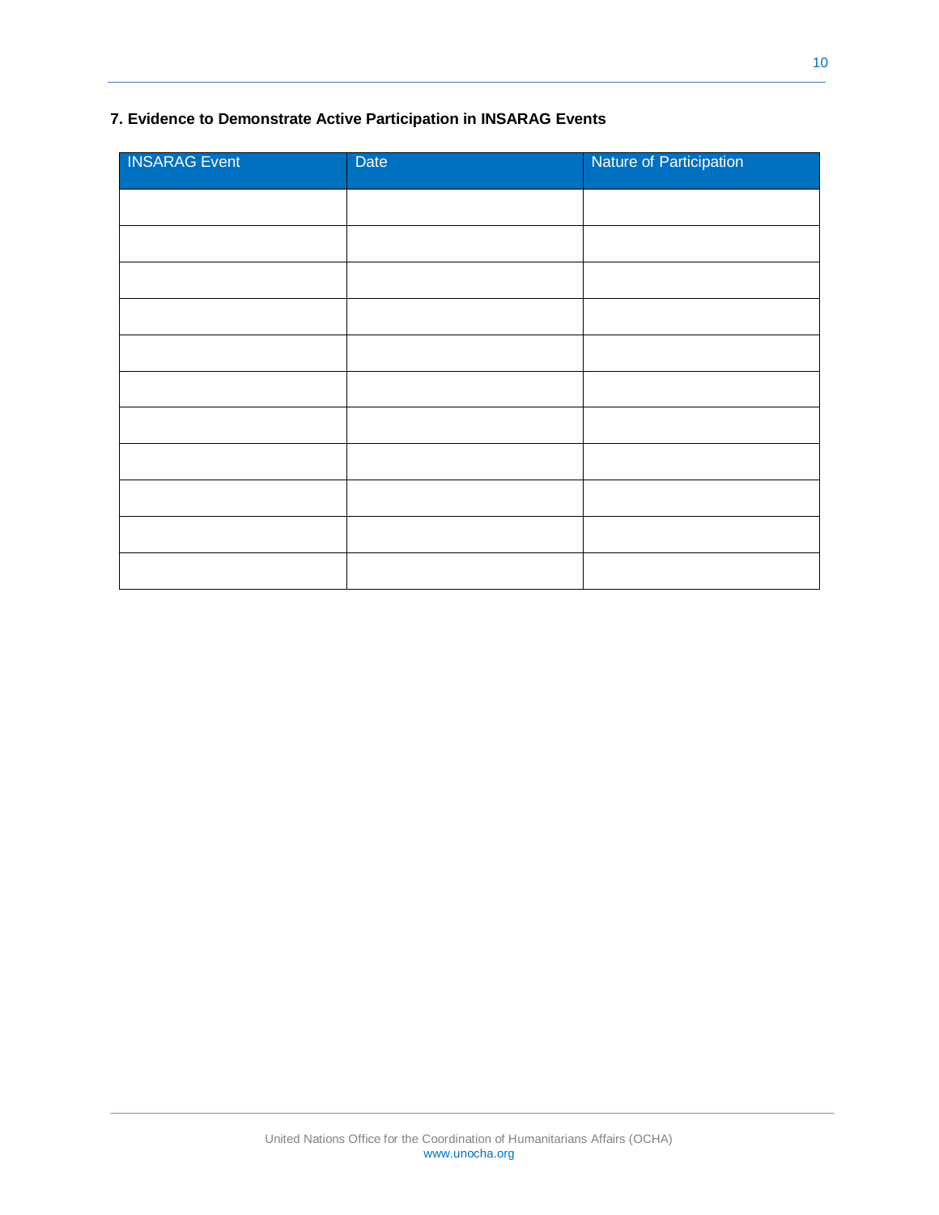### 7. Evidence to Demonstrate Active Participation in INSARAG Events

| INSARAG Event | Date | Nature of Participation |
|---|---|---|
| | | |
| | | |
| | | |
| | | |
| | | |
| | | |
| | | |
| | | |
| | | |
| | | |
| | | |